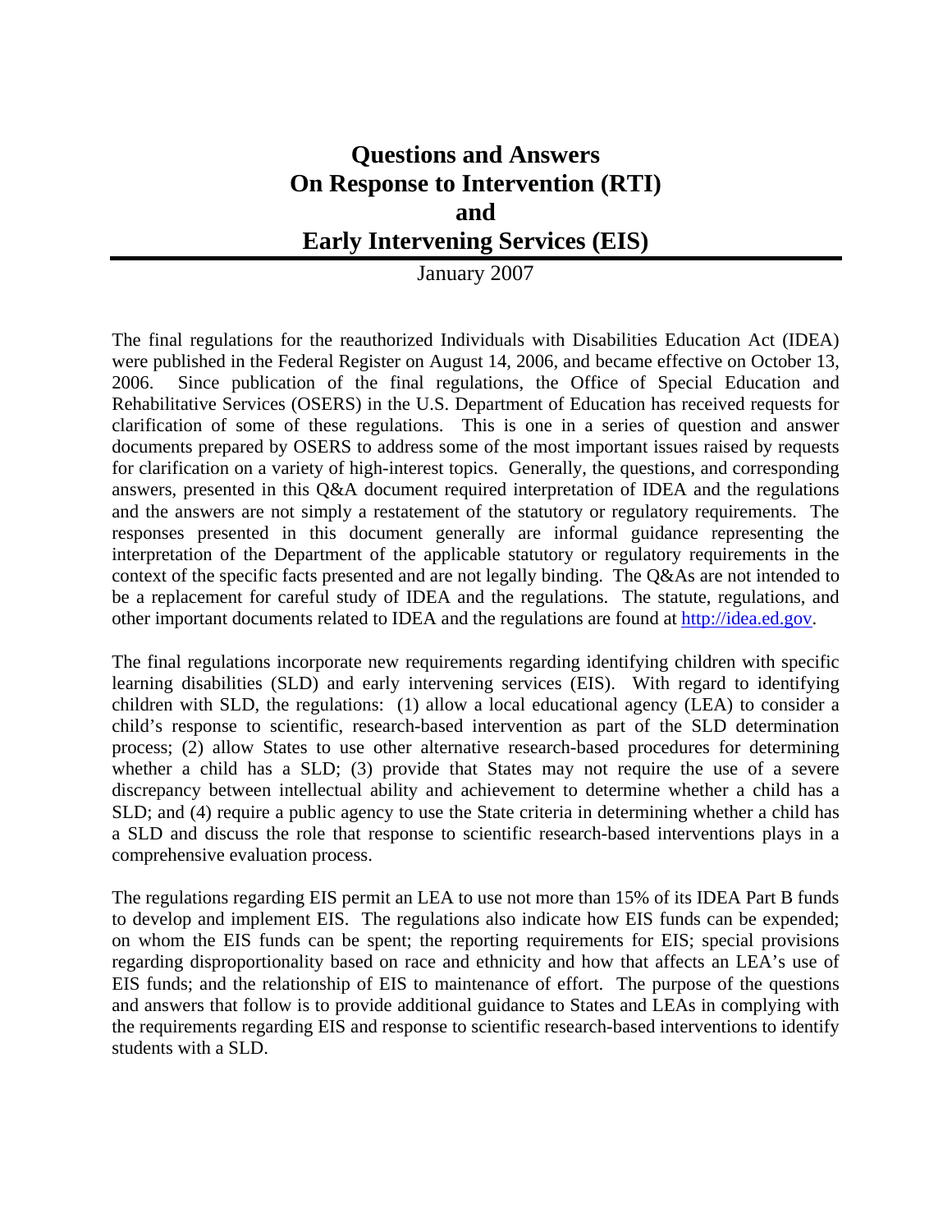# Questions and Answers
# On Response to Intervention (RTI)
# and
# Early Intervening Services (EIS)

January 2007

The final regulations for the reauthorized Individuals with Disabilities Education Act (IDEA) were published in the Federal Register on August 14, 2006, and became effective on October 13, 2006. Since publication of the final regulations, the Office of Special Education and Rehabilitative Services (OSERS) in the U.S. Department of Education has received requests for clarification of some of these regulations. This is one in a series of question and answer documents prepared by OSERS to address some of the most important issues raised by requests for clarification on a variety of high-interest topics. Generally, the questions, and corresponding answers, presented in this Q&A document required interpretation of IDEA and the regulations and the answers are not simply a restatement of the statutory or regulatory requirements. The responses presented in this document generally are informal guidance representing the interpretation of the Department of the applicable statutory or regulatory requirements in the context of the specific facts presented and are not legally binding. The Q&As are not intended to be a replacement for careful study of IDEA and the regulations. The statute, regulations, and other important documents related to IDEA and the regulations are found at http://idea.ed.gov.

The final regulations incorporate new requirements regarding identifying children with specific learning disabilities (SLD) and early intervening services (EIS). With regard to identifying children with SLD, the regulations: (1) allow a local educational agency (LEA) to consider a child's response to scientific, research-based intervention as part of the SLD determination process; (2) allow States to use other alternative research-based procedures for determining whether a child has a SLD; (3) provide that States may not require the use of a severe discrepancy between intellectual ability and achievement to determine whether a child has a SLD; and (4) require a public agency to use the State criteria in determining whether a child has a SLD and discuss the role that response to scientific research-based interventions plays in a comprehensive evaluation process.

The regulations regarding EIS permit an LEA to use not more than 15% of its IDEA Part B funds to develop and implement EIS. The regulations also indicate how EIS funds can be expended; on whom the EIS funds can be spent; the reporting requirements for EIS; special provisions regarding disproportionality based on race and ethnicity and how that affects an LEA's use of EIS funds; and the relationship of EIS to maintenance of effort. The purpose of the questions and answers that follow is to provide additional guidance to States and LEAs in complying with the requirements regarding EIS and response to scientific research-based interventions to identify students with a SLD.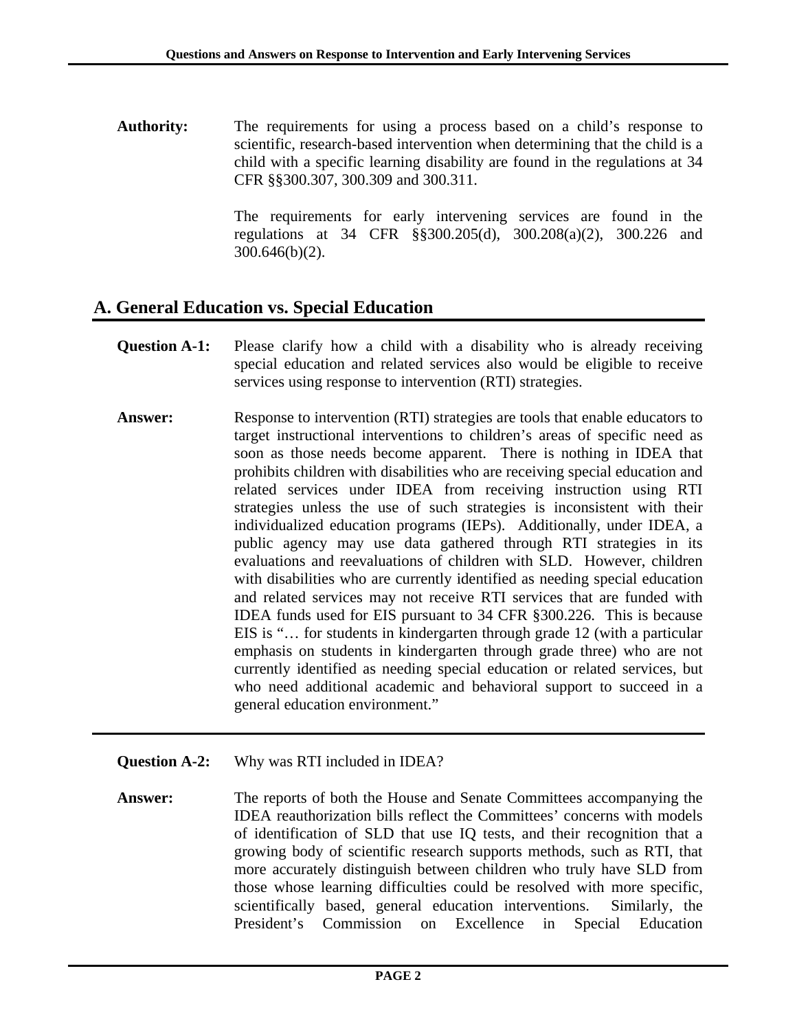**Authority:** The requirements for using a process based on a child's response to scientific, research-based intervention when determining that the child is a child with a specific learning disability are found in the regulations at 34 CFR §§300.307, 300.309 and 300.311.

The requirements for early intervening services are found in the regulations at 34 CFR §§300.205(d), 300.208(a)(2), 300.226 and 300.646(b)(2).

## A. General Education vs. Special Education

**Question A-1:** Please clarify how a child with a disability who is already receiving special education and related services also would be eligible to receive services using response to intervention (RTI) strategies.

**Answer:** Response to intervention (RTI) strategies are tools that enable educators to target instructional interventions to children's areas of specific need as soon as those needs become apparent. There is nothing in IDEA that prohibits children with disabilities who are receiving special education and related services under IDEA from receiving instruction using RTI strategies unless the use of such strategies is inconsistent with their individualized education programs (IEPs). Additionally, under IDEA, a public agency may use data gathered through RTI strategies in its evaluations and reevaluations of children with SLD. However, children with disabilities who are currently identified as needing special education and related services may not receive RTI services that are funded with IDEA funds used for EIS pursuant to 34 CFR §300.226. This is because EIS is "… for students in kindergarten through grade 12 (with a particular emphasis on students in kindergarten through grade three) who are not currently identified as needing special education or related services, but who need additional academic and behavioral support to succeed in a general education environment."

---

**Question A-2:** Why was RTI included in IDEA?

**Answer:** The reports of both the House and Senate Committees accompanying the IDEA reauthorization bills reflect the Committees' concerns with models of identification of SLD that use IQ tests, and their recognition that a growing body of scientific research supports methods, such as RTI, that more accurately distinguish between children who truly have SLD from those whose learning difficulties could be resolved with more specific, scientifically based, general education interventions. Similarly, the President's Commission on Excellence in Special Education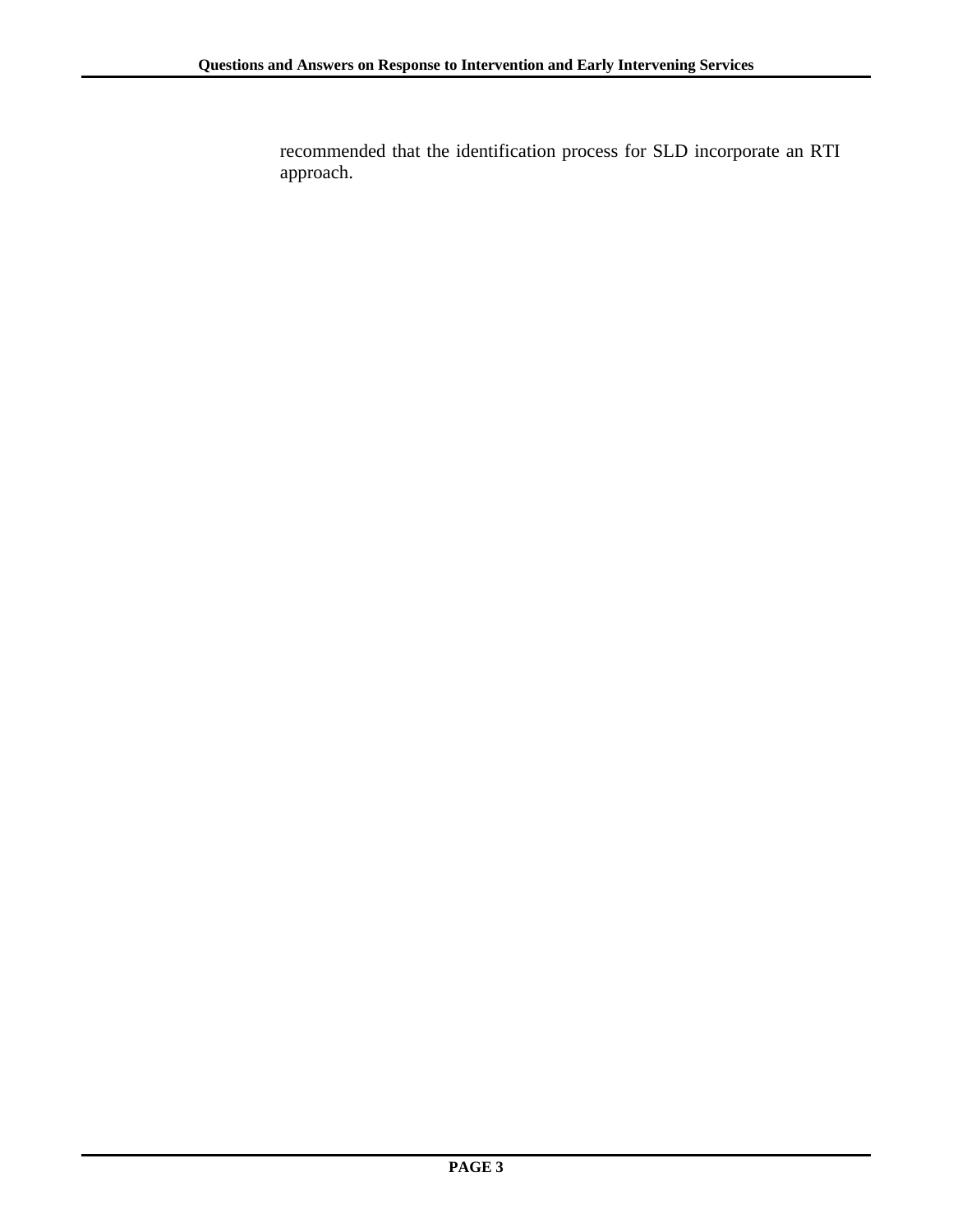recommended that the identification process for SLD incorporate an RTI approach.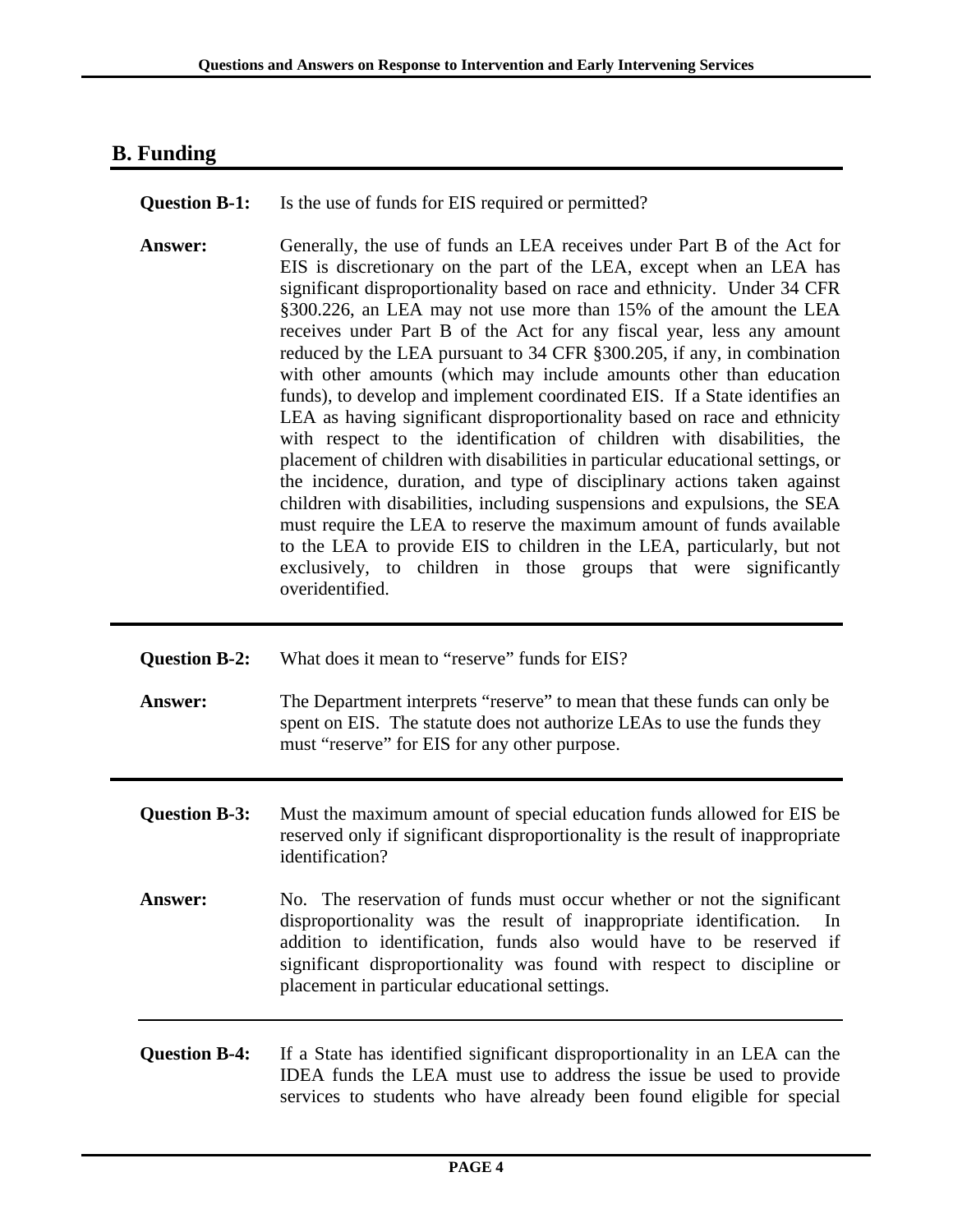## B. Funding

**Question B-1:** Is the use of funds for EIS required or permitted?

**Answer:** Generally, the use of funds an LEA receives under Part B of the Act for EIS is discretionary on the part of the LEA, except when an LEA has significant disproportionality based on race and ethnicity. Under 34 CFR §300.226, an LEA may not use more than 15% of the amount the LEA receives under Part B of the Act for any fiscal year, less any amount reduced by the LEA pursuant to 34 CFR §300.205, if any, in combination with other amounts (which may include amounts other than education funds), to develop and implement coordinated EIS. If a State identifies an LEA as having significant disproportionality based on race and ethnicity with respect to the identification of children with disabilities, the placement of children with disabilities in particular educational settings, or the incidence, duration, and type of disciplinary actions taken against children with disabilities, including suspensions and expulsions, the SEA must require the LEA to reserve the maximum amount of funds available to the LEA to provide EIS to children in the LEA, particularly, but not exclusively, to children in those groups that were significantly overidentified.

---

**Question B-2:** What does it mean to "reserve" funds for EIS?

**Answer:** The Department interprets "reserve" to mean that these funds can only be spent on EIS. The statute does not authorize LEAs to use the funds they must "reserve" for EIS for any other purpose.

---

**Question B-3:** Must the maximum amount of special education funds allowed for EIS be reserved only if significant disproportionality is the result of inappropriate identification?

**Answer:** No. The reservation of funds must occur whether or not the significant disproportionality was the result of inappropriate identification. In addition to identification, funds also would have to be reserved if significant disproportionality was found with respect to discipline or placement in particular educational settings.

---

**Question B-4:** If a State has identified significant disproportionality in an LEA can the IDEA funds the LEA must use to address the issue be used to provide services to students who have already been found eligible for special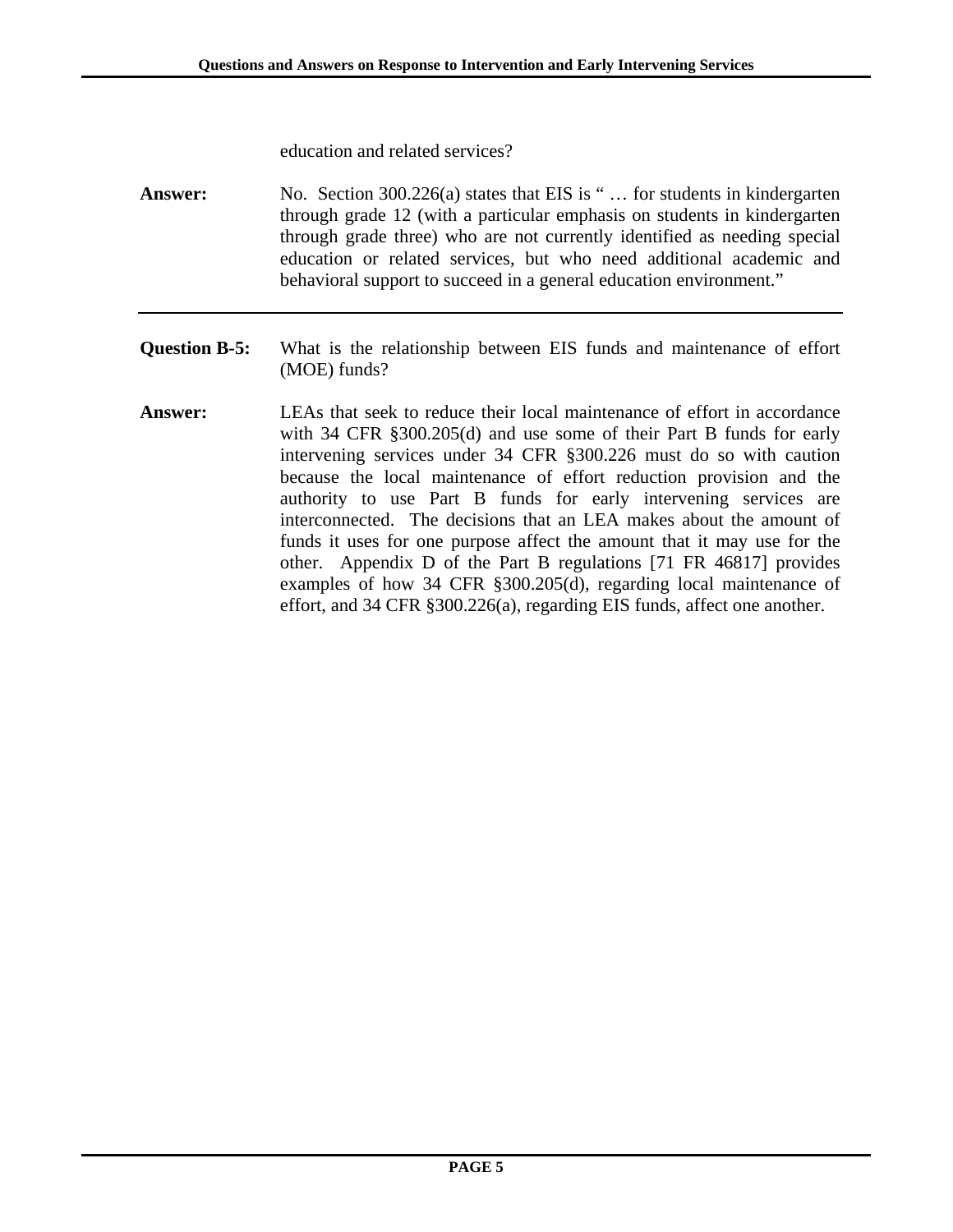education and related services?

**Answer:** No. Section 300.226(a) states that EIS is " … for students in kindergarten through grade 12 (with a particular emphasis on students in kindergarten through grade three) who are not currently identified as needing special education or related services, but who need additional academic and behavioral support to succeed in a general education environment."

---

**Question B-5:** What is the relationship between EIS funds and maintenance of effort (MOE) funds?

**Answer:** LEAs that seek to reduce their local maintenance of effort in accordance with 34 CFR §300.205(d) and use some of their Part B funds for early intervening services under 34 CFR §300.226 must do so with caution because the local maintenance of effort reduction provision and the authority to use Part B funds for early intervening services are interconnected. The decisions that an LEA makes about the amount of funds it uses for one purpose affect the amount that it may use for the other. Appendix D of the Part B regulations [71 FR 46817] provides examples of how 34 CFR §300.205(d), regarding local maintenance of effort, and 34 CFR §300.226(a), regarding EIS funds, affect one another.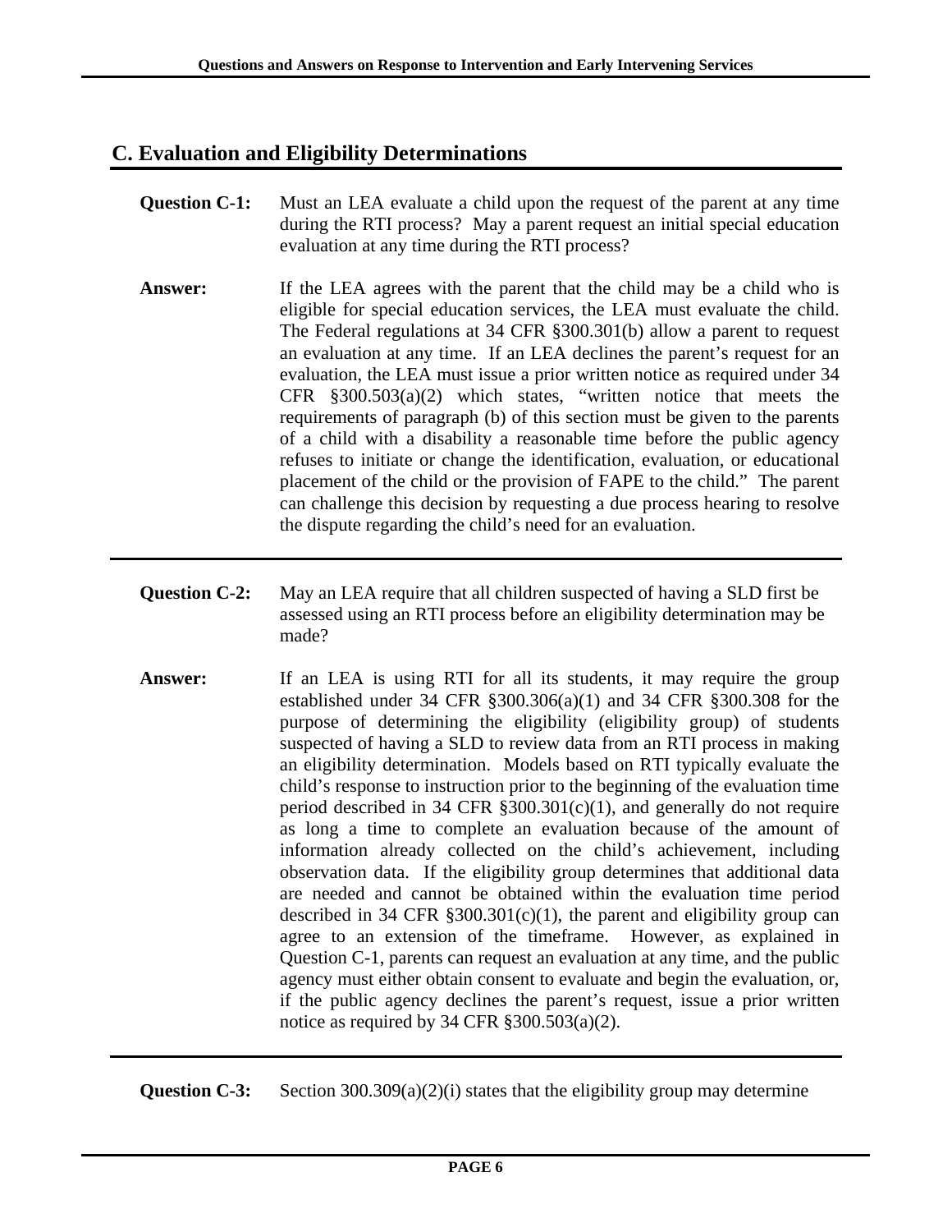## C. Evaluation and Eligibility Determinations

**Question C-1:** Must an LEA evaluate a child upon the request of the parent at any time during the RTI process? May a parent request an initial special education evaluation at any time during the RTI process?

**Answer:** If the LEA agrees with the parent that the child may be a child who is eligible for special education services, the LEA must evaluate the child. The Federal regulations at 34 CFR §300.301(b) allow a parent to request an evaluation at any time. If an LEA declines the parent's request for an evaluation, the LEA must issue a prior written notice as required under 34 CFR §300.503(a)(2) which states, "written notice that meets the requirements of paragraph (b) of this section must be given to the parents of a child with a disability a reasonable time before the public agency refuses to initiate or change the identification, evaluation, or educational placement of the child or the provision of FAPE to the child." The parent can challenge this decision by requesting a due process hearing to resolve the dispute regarding the child's need for an evaluation.

---

**Question C-2:** May an LEA require that all children suspected of having a SLD first be assessed using an RTI process before an eligibility determination may be made?

**Answer:** If an LEA is using RTI for all its students, it may require the group established under 34 CFR §300.306(a)(1) and 34 CFR §300.308 for the purpose of determining the eligibility (eligibility group) of students suspected of having a SLD to review data from an RTI process in making an eligibility determination. Models based on RTI typically evaluate the child's response to instruction prior to the beginning of the evaluation time period described in 34 CFR §300.301(c)(1), and generally do not require as long a time to complete an evaluation because of the amount of information already collected on the child's achievement, including observation data. If the eligibility group determines that additional data are needed and cannot be obtained within the evaluation time period described in 34 CFR §300.301(c)(1), the parent and eligibility group can agree to an extension of the timeframe. However, as explained in Question C-1, parents can request an evaluation at any time, and the public agency must either obtain consent to evaluate and begin the evaluation, or, if the public agency declines the parent's request, issue a prior written notice as required by 34 CFR §300.503(a)(2).

---

**Question C-3:** Section 300.309(a)(2)(i) states that the eligibility group may determine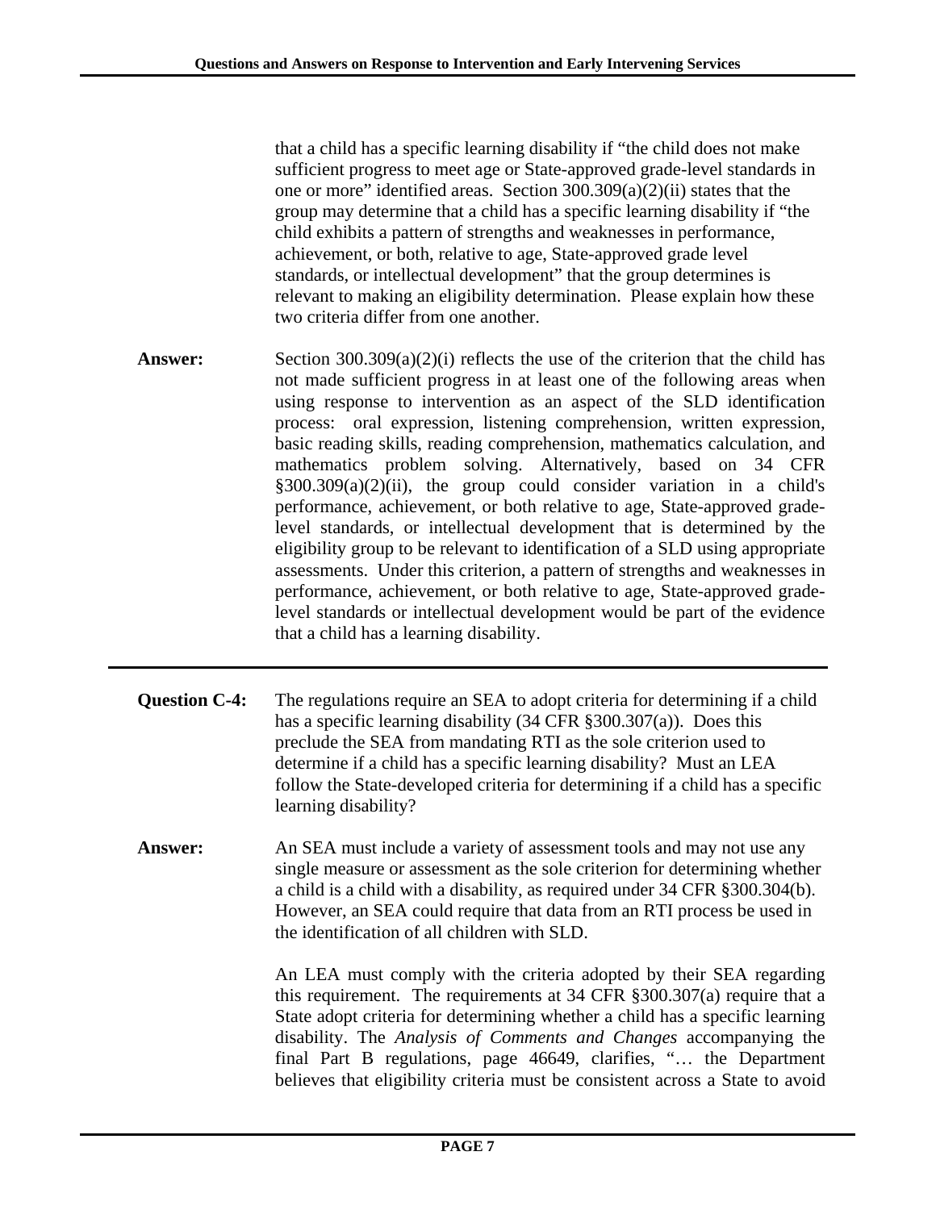that a child has a specific learning disability if "the child does not make sufficient progress to meet age or State-approved grade-level standards in one or more" identified areas. Section 300.309(a)(2)(ii) states that the group may determine that a child has a specific learning disability if "the child exhibits a pattern of strengths and weaknesses in performance, achievement, or both, relative to age, State-approved grade level standards, or intellectual development" that the group determines is relevant to making an eligibility determination. Please explain how these two criteria differ from one another.

**Answer:** Section 300.309(a)(2)(i) reflects the use of the criterion that the child has not made sufficient progress in at least one of the following areas when using response to intervention as an aspect of the SLD identification process: oral expression, listening comprehension, written expression, basic reading skills, reading comprehension, mathematics calculation, and mathematics problem solving. Alternatively, based on 34 CFR §300.309(a)(2)(ii), the group could consider variation in a child's performance, achievement, or both relative to age, State-approved grade-level standards, or intellectual development that is determined by the eligibility group to be relevant to identification of a SLD using appropriate assessments. Under this criterion, a pattern of strengths and weaknesses in performance, achievement, or both relative to age, State-approved grade-level standards or intellectual development would be part of the evidence that a child has a learning disability.

---

**Question C-4:** The regulations require an SEA to adopt criteria for determining if a child has a specific learning disability (34 CFR §300.307(a)). Does this preclude the SEA from mandating RTI as the sole criterion used to determine if a child has a specific learning disability? Must an LEA follow the State-developed criteria for determining if a child has a specific learning disability?

**Answer:** An SEA must include a variety of assessment tools and may not use any single measure or assessment as the sole criterion for determining whether a child is a child with a disability, as required under 34 CFR §300.304(b). However, an SEA could require that data from an RTI process be used in the identification of all children with SLD.

An LEA must comply with the criteria adopted by their SEA regarding this requirement. The requirements at 34 CFR §300.307(a) require that a State adopt criteria for determining whether a child has a specific learning disability. The *Analysis of Comments and Changes* accompanying the final Part B regulations, page 46649, clarifies, "… the Department believes that eligibility criteria must be consistent across a State to avoid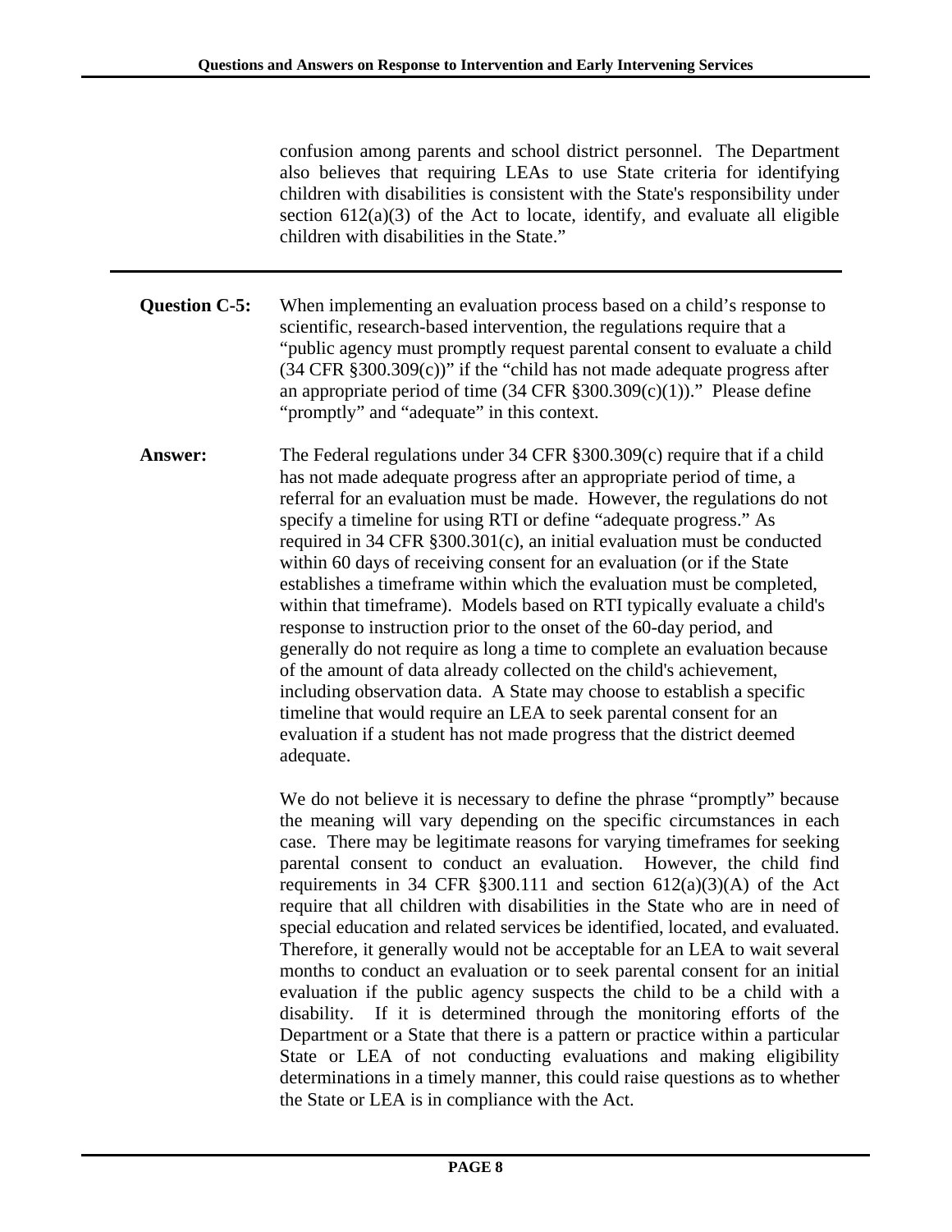confusion among parents and school district personnel. The Department also believes that requiring LEAs to use State criteria for identifying children with disabilities is consistent with the State's responsibility under section 612(a)(3) of the Act to locate, identify, and evaluate all eligible children with disabilities in the State."

---

**Question C-5:** When implementing an evaluation process based on a child's response to scientific, research-based intervention, the regulations require that a "public agency must promptly request parental consent to evaluate a child (34 CFR §300.309(c))" if the "child has not made adequate progress after an appropriate period of time (34 CFR §300.309(c)(1))." Please define "promptly" and "adequate" in this context.

**Answer:** The Federal regulations under 34 CFR §300.309(c) require that if a child has not made adequate progress after an appropriate period of time, a referral for an evaluation must be made. However, the regulations do not specify a timeline for using RTI or define "adequate progress." As required in 34 CFR §300.301(c), an initial evaluation must be conducted within 60 days of receiving consent for an evaluation (or if the State establishes a timeframe within which the evaluation must be completed, within that timeframe). Models based on RTI typically evaluate a child's response to instruction prior to the onset of the 60-day period, and generally do not require as long a time to complete an evaluation because of the amount of data already collected on the child's achievement, including observation data. A State may choose to establish a specific timeline that would require an LEA to seek parental consent for an evaluation if a student has not made progress that the district deemed adequate.

We do not believe it is necessary to define the phrase "promptly" because the meaning will vary depending on the specific circumstances in each case. There may be legitimate reasons for varying timeframes for seeking parental consent to conduct an evaluation. However, the child find requirements in 34 CFR §300.111 and section 612(a)(3)(A) of the Act require that all children with disabilities in the State who are in need of special education and related services be identified, located, and evaluated. Therefore, it generally would not be acceptable for an LEA to wait several months to conduct an evaluation or to seek parental consent for an initial evaluation if the public agency suspects the child to be a child with a disability. If it is determined through the monitoring efforts of the Department or a State that there is a pattern or practice within a particular State or LEA of not conducting evaluations and making eligibility determinations in a timely manner, this could raise questions as to whether the State or LEA is in compliance with the Act.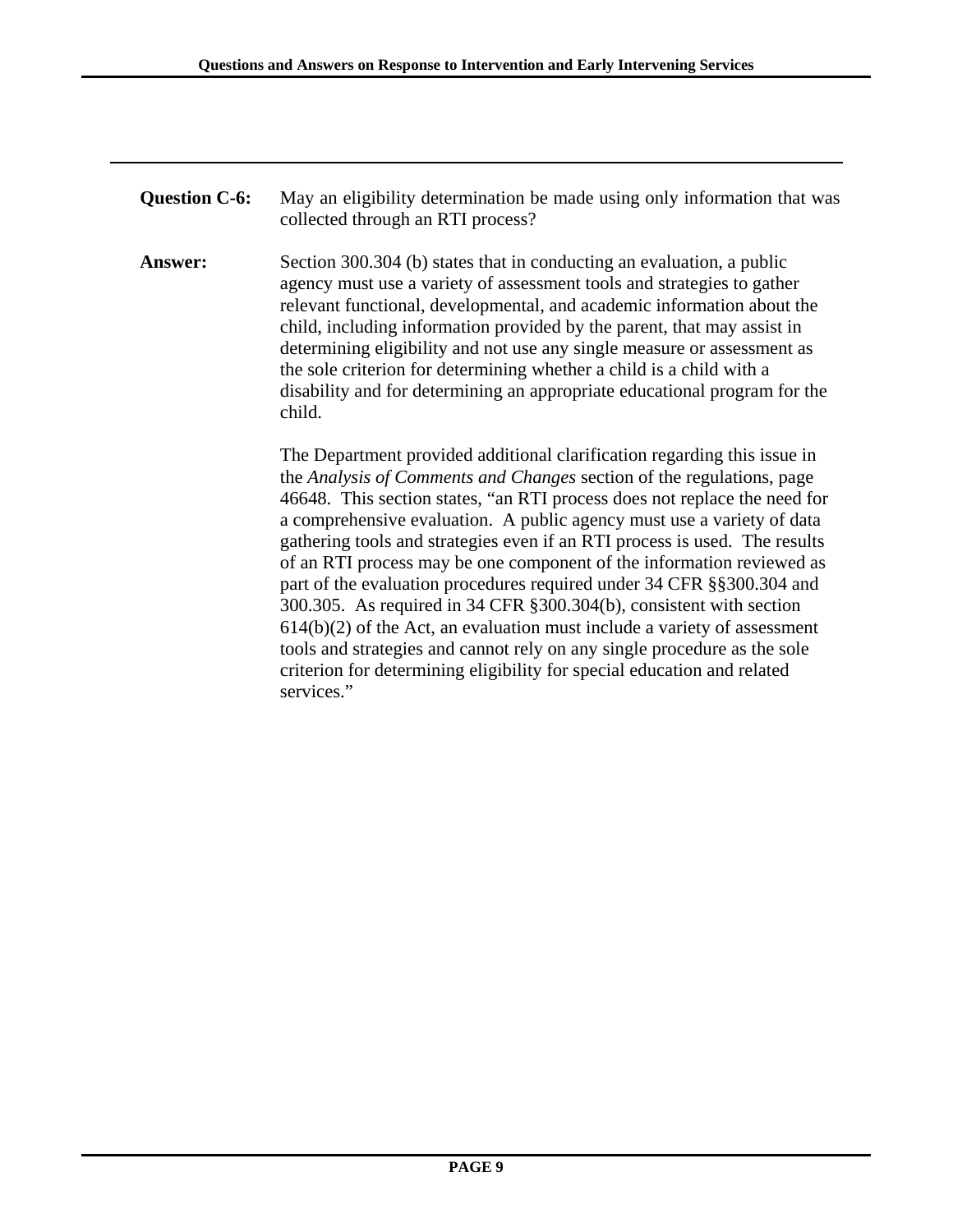**Question C-6:** May an eligibility determination be made using only information that was collected through an RTI process?

**Answer:** Section 300.304 (b) states that in conducting an evaluation, a public agency must use a variety of assessment tools and strategies to gather relevant functional, developmental, and academic information about the child, including information provided by the parent, that may assist in determining eligibility and not use any single measure or assessment as the sole criterion for determining whether a child is a child with a disability and for determining an appropriate educational program for the child.

The Department provided additional clarification regarding this issue in the *Analysis of Comments and Changes* section of the regulations, page 46648. This section states, "an RTI process does not replace the need for a comprehensive evaluation. A public agency must use a variety of data gathering tools and strategies even if an RTI process is used. The results of an RTI process may be one component of the information reviewed as part of the evaluation procedures required under 34 CFR §§300.304 and 300.305. As required in 34 CFR §300.304(b), consistent with section 614(b)(2) of the Act, an evaluation must include a variety of assessment tools and strategies and cannot rely on any single procedure as the sole criterion for determining eligibility for special education and related services."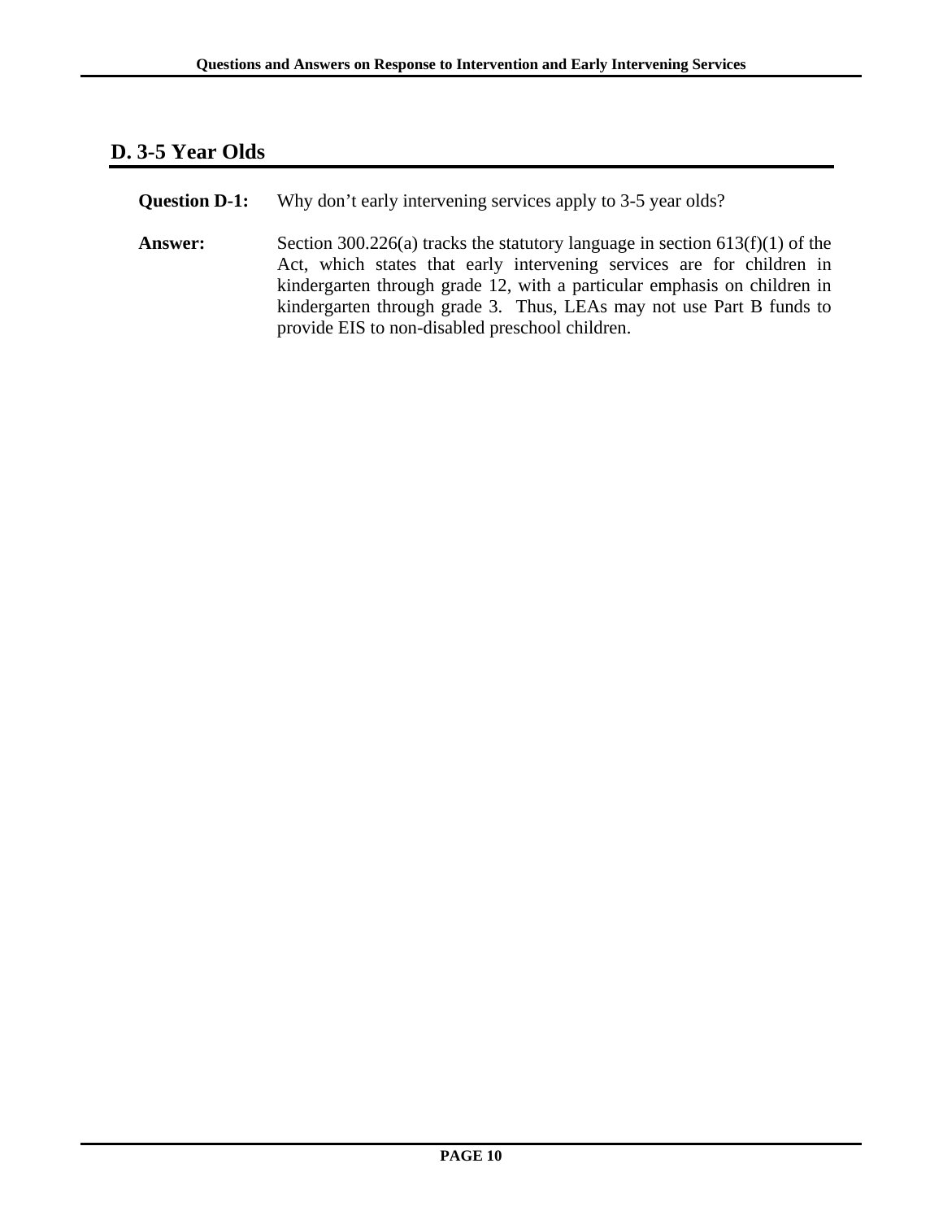## D. 3-5 Year Olds

**Question D-1:** Why don't early intervening services apply to 3-5 year olds?

**Answer:** Section 300.226(a) tracks the statutory language in section 613(f)(1) of the Act, which states that early intervening services are for children in kindergarten through grade 12, with a particular emphasis on children in kindergarten through grade 3. Thus, LEAs may not use Part B funds to provide EIS to non-disabled preschool children.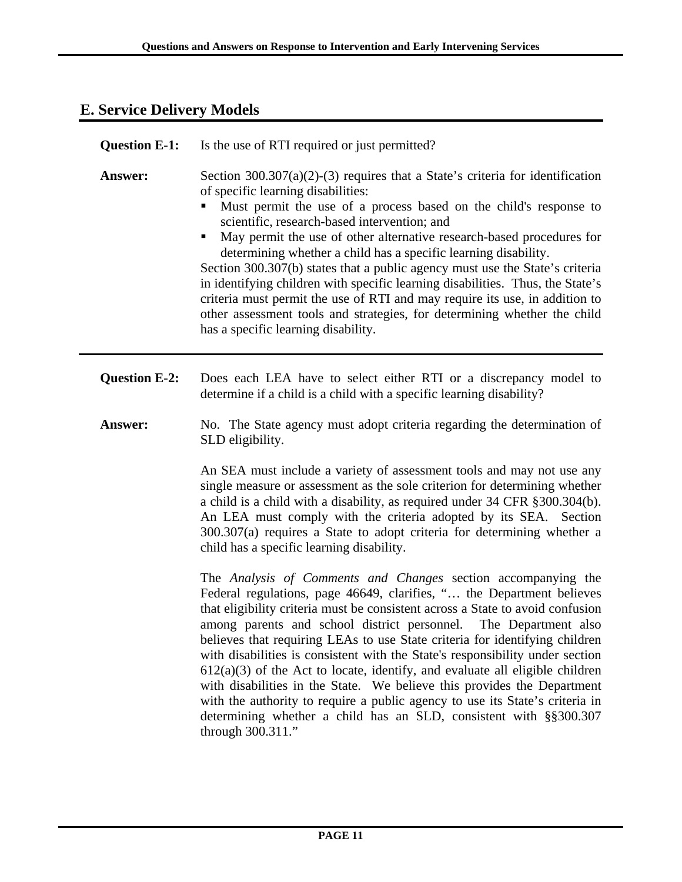## E. Service Delivery Models

**Question E-1:** Is the use of RTI required or just permitted?

**Answer:** Section 300.307(a)(2)-(3) requires that a State's criteria for identification of specific learning disabilities:

- Must permit the use of a process based on the child's response to scientific, research-based intervention; and
- May permit the use of other alternative research-based procedures for determining whether a child has a specific learning disability.

Section 300.307(b) states that a public agency must use the State's criteria in identifying children with specific learning disabilities. Thus, the State's criteria must permit the use of RTI and may require its use, in addition to other assessment tools and strategies, for determining whether the child has a specific learning disability.

---

**Question E-2:** Does each LEA have to select either RTI or a discrepancy model to determine if a child is a child with a specific learning disability?

**Answer:** No. The State agency must adopt criteria regarding the determination of SLD eligibility.

An SEA must include a variety of assessment tools and may not use any single measure or assessment as the sole criterion for determining whether a child is a child with a disability, as required under 34 CFR §300.304(b). An LEA must comply with the criteria adopted by its SEA. Section 300.307(a) requires a State to adopt criteria for determining whether a child has a specific learning disability.

The *Analysis of Comments and Changes* section accompanying the Federal regulations, page 46649, clarifies, "… the Department believes that eligibility criteria must be consistent across a State to avoid confusion among parents and school district personnel. The Department also believes that requiring LEAs to use State criteria for identifying children with disabilities is consistent with the State's responsibility under section 612(a)(3) of the Act to locate, identify, and evaluate all eligible children with disabilities in the State. We believe this provides the Department with the authority to require a public agency to use its State's criteria in determining whether a child has an SLD, consistent with §§300.307 through 300.311."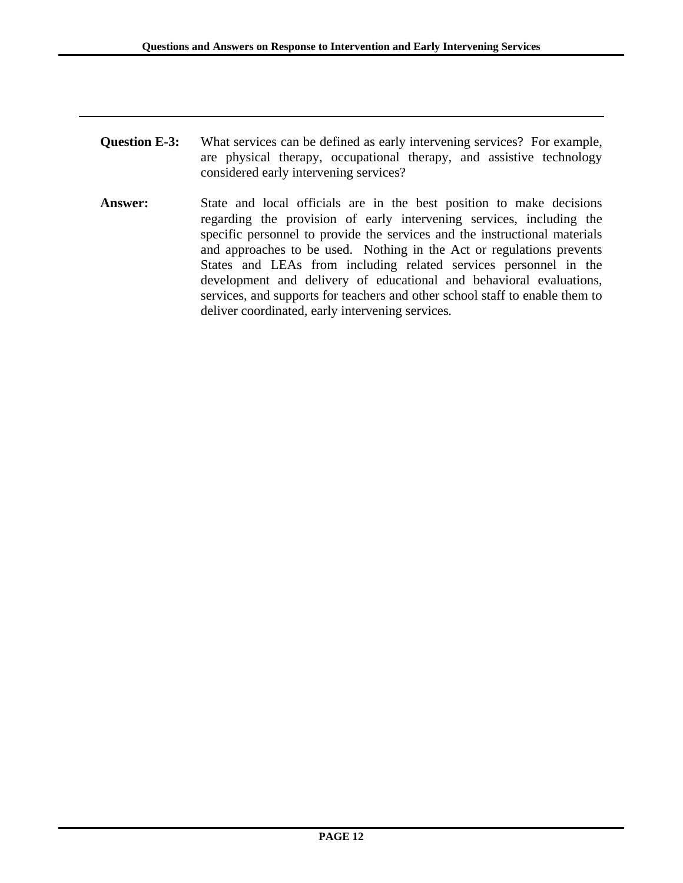**Question E-3:** What services can be defined as early intervening services? For example, are physical therapy, occupational therapy, and assistive technology considered early intervening services?

**Answer:** State and local officials are in the best position to make decisions regarding the provision of early intervening services, including the specific personnel to provide the services and the instructional materials and approaches to be used. Nothing in the Act or regulations prevents States and LEAs from including related services personnel in the development and delivery of educational and behavioral evaluations, services, and supports for teachers and other school staff to enable them to deliver coordinated, early intervening services.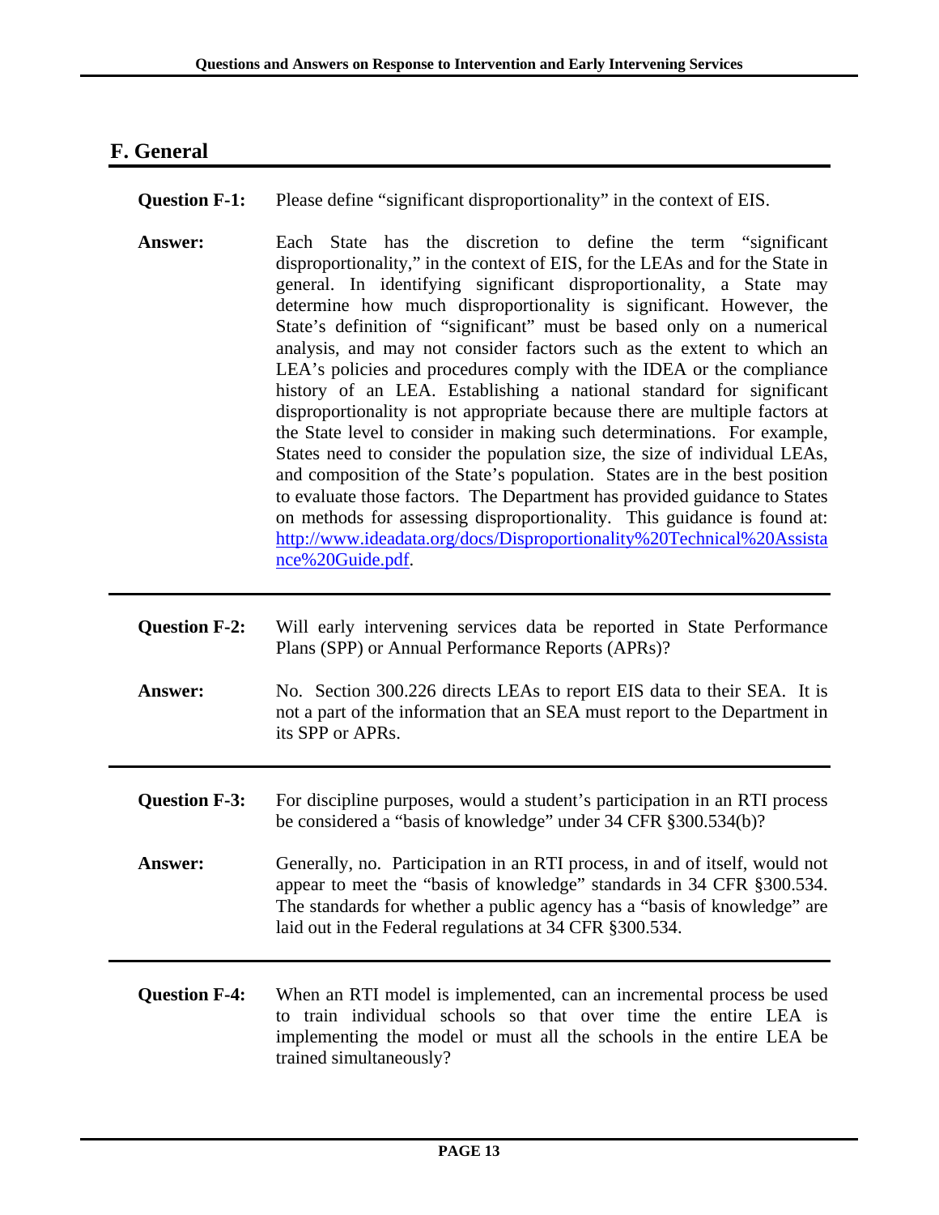## F. General

**Question F-1:** Please define "significant disproportionality" in the context of EIS.

**Answer:** Each State has the discretion to define the term "significant disproportionality," in the context of EIS, for the LEAs and for the State in general. In identifying significant disproportionality, a State may determine how much disproportionality is significant. However, the State's definition of "significant" must be based only on a numerical analysis, and may not consider factors such as the extent to which an LEA's policies and procedures comply with the IDEA or the compliance history of an LEA. Establishing a national standard for significant disproportionality is not appropriate because there are multiple factors at the State level to consider in making such determinations. For example, States need to consider the population size, the size of individual LEAs, and composition of the State's population. States are in the best position to evaluate those factors. The Department has provided guidance to States on methods for assessing disproportionality. This guidance is found at: http://www.ideadata.org/docs/Disproportionality%20Technical%20Assistance%20Guide.pdf.

---

**Question F-2:** Will early intervening services data be reported in State Performance Plans (SPP) or Annual Performance Reports (APRs)?

**Answer:** No. Section 300.226 directs LEAs to report EIS data to their SEA. It is not a part of the information that an SEA must report to the Department in its SPP or APRs.

---

**Question F-3:** For discipline purposes, would a student's participation in an RTI process be considered a "basis of knowledge" under 34 CFR §300.534(b)?

**Answer:** Generally, no. Participation in an RTI process, in and of itself, would not appear to meet the "basis of knowledge" standards in 34 CFR §300.534. The standards for whether a public agency has a "basis of knowledge" are laid out in the Federal regulations at 34 CFR §300.534.

---

**Question F-4:** When an RTI model is implemented, can an incremental process be used to train individual schools so that over time the entire LEA is implementing the model or must all the schools in the entire LEA be trained simultaneously?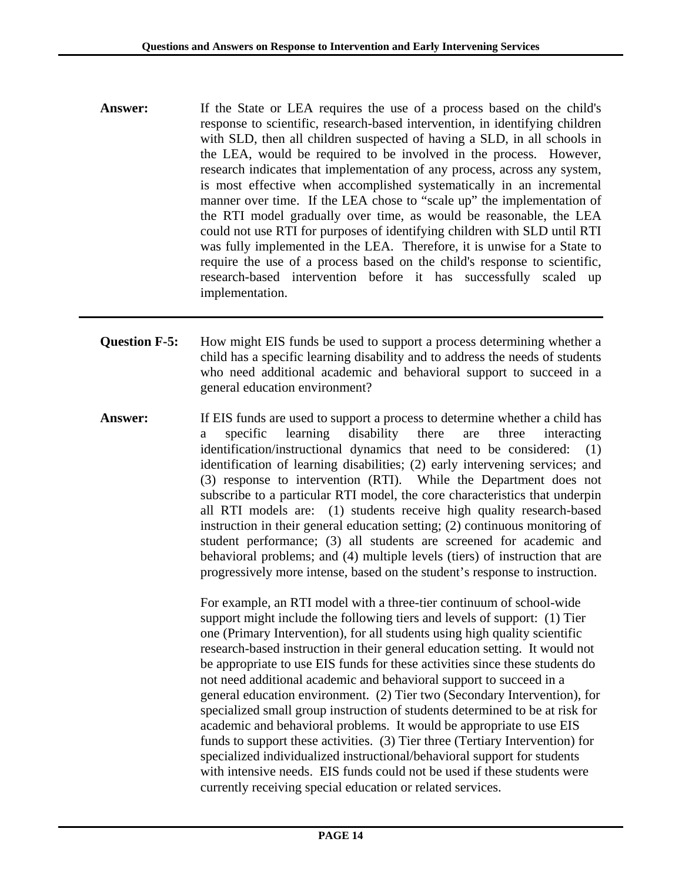**Answer:** If the State or LEA requires the use of a process based on the child's response to scientific, research-based intervention, in identifying children with SLD, then all children suspected of having a SLD, in all schools in the LEA, would be required to be involved in the process. However, research indicates that implementation of any process, across any system, is most effective when accomplished systematically in an incremental manner over time. If the LEA chose to "scale up" the implementation of the RTI model gradually over time, as would be reasonable, the LEA could not use RTI for purposes of identifying children with SLD until RTI was fully implemented in the LEA. Therefore, it is unwise for a State to require the use of a process based on the child's response to scientific, research-based intervention before it has successfully scaled up implementation.

---

**Question F-5:** How might EIS funds be used to support a process determining whether a child has a specific learning disability and to address the needs of students who need additional academic and behavioral support to succeed in a general education environment?

**Answer:** If EIS funds are used to support a process to determine whether a child has a specific learning disability there are three interacting identification/instructional dynamics that need to be considered: (1) identification of learning disabilities; (2) early intervening services; and (3) response to intervention (RTI). While the Department does not subscribe to a particular RTI model, the core characteristics that underpin all RTI models are: (1) students receive high quality research-based instruction in their general education setting; (2) continuous monitoring of student performance; (3) all students are screened for academic and behavioral problems; and (4) multiple levels (tiers) of instruction that are progressively more intense, based on the student's response to instruction.

For example, an RTI model with a three-tier continuum of school-wide support might include the following tiers and levels of support: (1) Tier one (Primary Intervention), for all students using high quality scientific research-based instruction in their general education setting. It would not be appropriate to use EIS funds for these activities since these students do not need additional academic and behavioral support to succeed in a general education environment. (2) Tier two (Secondary Intervention), for specialized small group instruction of students determined to be at risk for academic and behavioral problems. It would be appropriate to use EIS funds to support these activities. (3) Tier three (Tertiary Intervention) for specialized individualized instructional/behavioral support for students with intensive needs. EIS funds could not be used if these students were currently receiving special education or related services.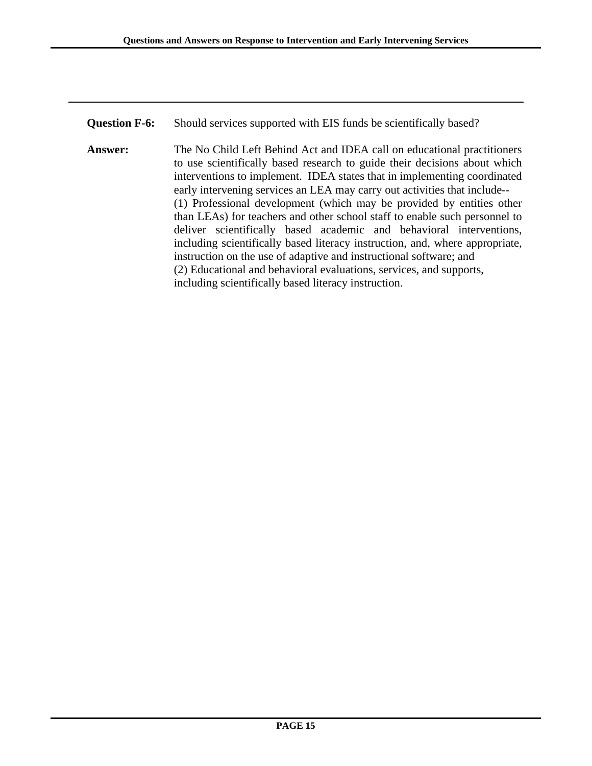**Question F-6:** Should services supported with EIS funds be scientifically based?

**Answer:** The No Child Left Behind Act and IDEA call on educational practitioners to use scientifically based research to guide their decisions about which interventions to implement. IDEA states that in implementing coordinated early intervening services an LEA may carry out activities that include--
(1) Professional development (which may be provided by entities other than LEAs) for teachers and other school staff to enable such personnel to deliver scientifically based academic and behavioral interventions, including scientifically based literacy instruction, and, where appropriate, instruction on the use of adaptive and instructional software; and
(2) Educational and behavioral evaluations, services, and supports, including scientifically based literacy instruction.